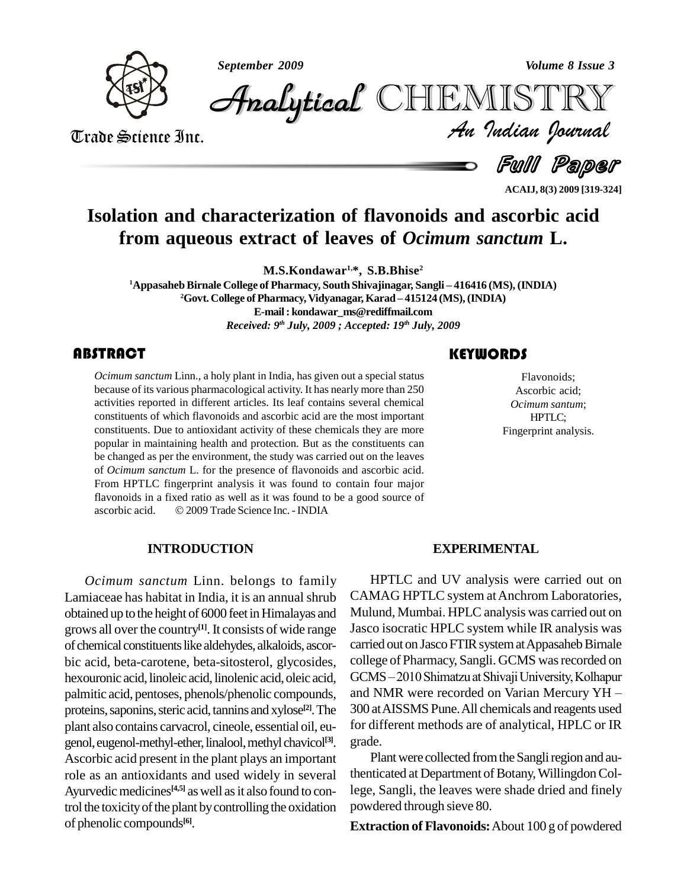# Isolation and characterization of flavonoids and ascorbic acid from aqueous extract of leaves of *Ocimum sanctum* L.

**M.S.Kondawar[1,*], S.B.Bhise[2]**

[1]Appasaheb Birnale College of Pharmacy, South Shivajinagar, Sangli – 416416 (MS), (INDIA)

[2]Govt. College of Pharmacy, Vidyanagar, Karad – 415124 (MS), (INDIA)

E-mail : kondawar_ms@rediffmail.com

*Received: 9th July, 2009 ; Accepted: 19th July, 2009*

## ABSTRACT

*Ocimum sanctum* Linn., a holy plant in India, has given out a special status because of its various pharmacological activity. It has nearly more than 250 activities reported in different articles. Its leaf contains several chemical constituents of which flavonoids and ascorbic acid are the most important constituents. Due to antioxidant activity of these chemicals they are more popular in maintaining health and protection. But as the constituents can be changed as per the environment, the study was carried out on the leaves of *Ocimum sanctum* L. for the presence of flavonoids and ascorbic acid. From HPTLC fingerprint analysis it was found to contain four major flavonoids in a fixed ratio as well as it was found to be a good source of ascorbic acid. © 2009 Trade Science Inc. - INDIA

## KEYWORDS

Flavonoids;
Ascorbic acid;
*Ocimum santum*;
HPTLC;
Fingerprint analysis.

## INTRODUCTION

*Ocimum sanctum* Linn. belongs to family Lamiaceae has habitat in India, it is an annual shrub obtained up to the height of 6000 feet in Himalayas and grows all over the country[1]. It consists of wide range of chemical constituents like aldehydes, alkaloids, ascorbic acid, beta-carotene, beta-sitosterol, glycosides, hexouronic acid, linoleic acid, linolenic acid, oleic acid, palmitic acid, pentoses, phenols/phenolic compounds, proteins, saponins, steric acid, tannins and xylose[2]. The plant also contains carvacrol, cineole, essential oil, eugenol, eugenol-methyl-ether, linalool, methyl chavicol[3]. Ascorbic acid present in the plant plays an important role as an antioxidants and used widely in several Ayurvedic medicines[4,5] as well as it also found to control the toxicity of the plant by controlling the oxidation of phenolic compounds[6].

## EXPERIMENTAL

HPTLC and UV analysis were carried out on CAMAG HPTLC system at Anchrom Laboratories, Mulund, Mumbai. HPLC analysis was carried out on Jasco isocratic HPLC system while IR analysis was carried out on Jasco FTIR system at Appasaheb Birnale college of Pharmacy, Sangli. GCMS was recorded on GCMS – 2010 Shimatzu at Shivaji University, Kolhapur and NMR were recorded on Varian Mercury YH – 300 at AISSMS Pune. All chemicals and reagents used for different methods are of analytical, HPLC or IR grade.

Plant were collected from the Sangli region and authenticated at Department of Botany, Willingdon College, Sangli, the leaves were shade dried and finely powdered through sieve 80.

**Extraction of Flavonoids:** About 100 g of powdered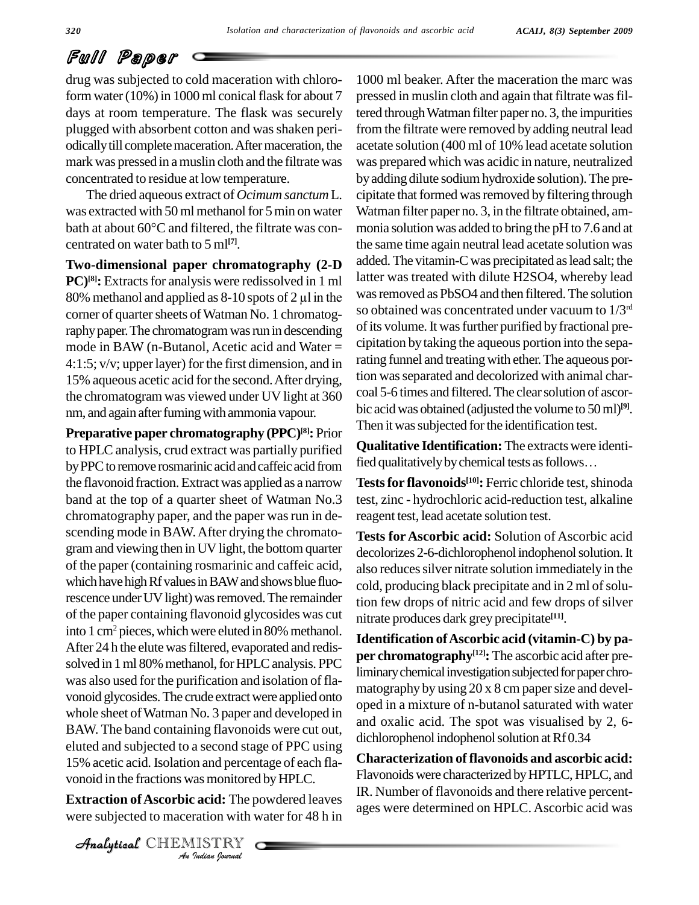drug was subjected to cold maceration with chloroform water (10%) in 1000 ml conical flask for about 7 days at room temperature. The flask was securely plugged with absorbent cotton and was shaken periodically till complete maceration. After maceration, the mark was pressed in a muslin cloth and the filtrate was concentrated to residue at low temperature.

The dried aqueous extract of *Ocimum sanctum* L. was extracted with 50 ml methanol for 5 min on water bath at about 60°C and filtered, the filtrate was concentrated on water bath to 5 ml[7].

**Two-dimensional paper chromatography (2-D PC)[8]:** Extracts for analysis were redissolved in 1 ml 80% methanol and applied as 8-10 spots of 2 µl in the corner of quarter sheets of Watman No. 1 chromatography paper. The chromatogram was run in descending mode in BAW (n-Butanol, Acetic acid and Water = 4:1:5; v/v; upper layer) for the first dimension, and in 15% aqueous acetic acid for the second. After drying, the chromatogram was viewed under UV light at 360 nm, and again after fuming with ammonia vapour.

**Preparative paper chromatography (PPC)[8]:** Prior to HPLC analysis, crud extract was partially purified by PPC to remove rosmarinic acid and caffeic acid from the flavonoid fraction. Extract was applied as a narrow band at the top of a quarter sheet of Watman No.3 chromatography paper, and the paper was run in descending mode in BAW. After drying the chromatogram and viewing then in UV light, the bottom quarter of the paper (containing rosmarinic and caffeic acid, which have high Rf values in BAW and shows blue fluorescence under UV light) was removed. The remainder of the paper containing flavonoid glycosides was cut into 1 cm$^2$ pieces, which were eluted in 80% methanol. After 24 h the elute was filtered, evaporated and redissolved in 1 ml 80% methanol, for HPLC analysis. PPC was also used for the purification and isolation of flavonoid glycosides. The crude extract were applied onto whole sheet of Watman No. 3 paper and developed in BAW. The band containing flavonoids were cut out, eluted and subjected to a second stage of PPC using 15% acetic acid. Isolation and percentage of each flavonoid in the fractions was monitored by HPLC.

**Extraction of Ascorbic acid:** The powdered leaves were subjected to maceration with water for 48 h in 1000 ml beaker. After the maceration the marc was pressed in muslin cloth and again that filtrate was filtered through Watman filter paper no. 3, the impurities from the filtrate were removed by adding neutral lead acetate solution (400 ml of 10% lead acetate solution was prepared which was acidic in nature, neutralized by adding dilute sodium hydroxide solution). The precipitate that formed was removed by filtering through Watman filter paper no. 3, in the filtrate obtained, ammonia solution was added to bring the pH to 7.6 and at the same time again neutral lead acetate solution was added. The vitamin-C was precipitated as lead salt; the latter was treated with dilute $H_2SO_4$, whereby lead was removed as $PbSO_4$ and then filtered. The solution so obtained was concentrated under vacuum to 1/3$^{rd}$ of its volume. It was further purified by fractional precipitation by taking the aqueous portion into the separating funnel and treating with ether. The aqueous portion was separated and decolorized with animal charcoal 5-6 times and filtered. The clear solution of ascorbic acid was obtained (adjusted the volume to 50 ml)[9]. Then it was subjected for the identification test.

**Qualitative Identification:** The extracts were identified qualitatively by chemical tests as follows…

**Tests for flavonoids[10]:** Ferric chloride test, shinoda test, zinc - hydrochloric acid-reduction test, alkaline reagent test, lead acetate solution test.

**Tests for Ascorbic acid:** Solution of Ascorbic acid decolorizes 2-6-dichlorophenol indophenol solution. It also reduces silver nitrate solution immediately in the cold, producing black precipitate and in 2 ml of solution few drops of nitric acid and few drops of silver nitrate produces dark grey precipitate[11].

**Identification of Ascorbic acid (vitamin-C) by paper chromatography[12]:** The ascorbic acid after preliminary chemical investigation subjected for paper chromatography by using 20 x 8 cm paper size and developed in a mixture of n-butanol saturated with water and oxalic acid. The spot was visualised by 2, 6-dichlorophenol indophenol solution at Rf 0.34

**Characterization of flavonoids and ascorbic acid:** Flavonoids were characterized by HPTLC, HPLC, and IR. Number of flavonoids and there relative percentages were determined on HPLC. Ascorbic acid was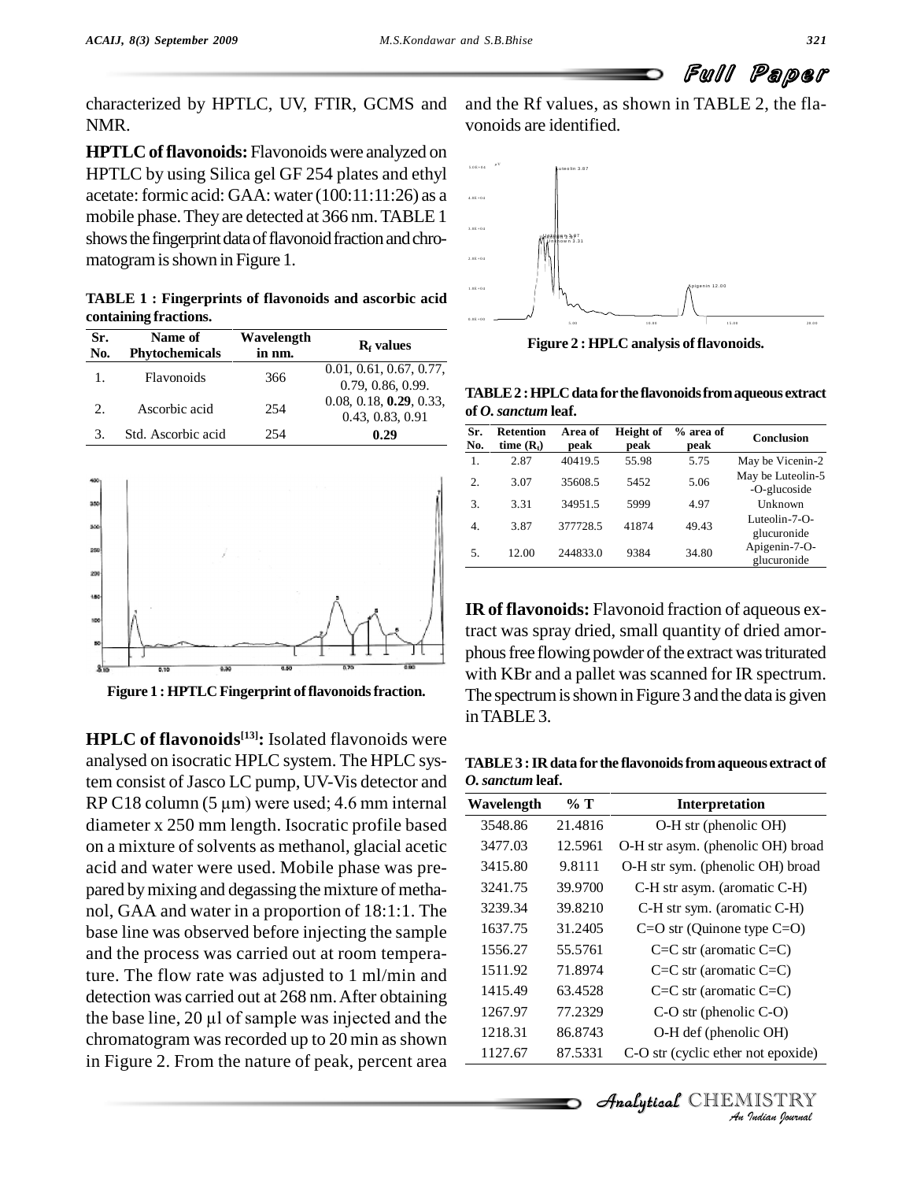characterized by HPTLC, UV, FTIR, GCMS and NMR.

**HPTLC of flavonoids:** Flavonoids were analyzed on HPTLC by using Silica gel GF 254 plates and ethyl acetate: formic acid: GAA: water (100:11:11:26) as a mobile phase. They are detected at 366 nm. TABLE 1 shows the fingerprint data of flavonoid fraction and chromatogram is shown in Figure 1.

**TABLE 1 : Fingerprints of flavonoids and ascorbic acid containing fractions.**

| Sr. No. | Name of Phytochemicals | Wavelength in nm. | $R_f$ values |
|---|---|---|---|
| 1. | Flavonoids | 366 | 0.01, 0.61, 0.67, 0.77, 0.79, 0.86, 0.99. |
| 2. | Ascorbic acid | 254 | 0.08, 0.18, **0.29**, 0.33, 0.43, 0.83, 0.91 |
| 3. | Std. Ascorbic acid | 254 | **0.29** |

**Figure 1 : HPTLC Fingerprint of flavonoids fraction.**

**HPLC of flavonoids[13]:** Isolated flavonoids were analysed on isocratic HPLC system. The HPLC system consist of Jasco LC pump, UV-Vis detector and RP C18 column (5 µm) were used; 4.6 mm internal diameter x 250 mm length. Isocratic profile based on a mixture of solvents as methanol, glacial acetic acid and water were used. Mobile phase was prepared by mixing and degassing the mixture of methanol, GAA and water in a proportion of 18:1:1. The base line was observed before injecting the sample and the process was carried out at room temperature. The flow rate was adjusted to 1 ml/min and detection was carried out at 268 nm. After obtaining the base line, 20 µl of sample was injected and the chromatogram was recorded up to 20 min as shown in Figure 2. From the nature of peak, percent area and the Rf values, as shown in TABLE 2, the flavonoids are identified.

**Figure 2 : HPLC analysis of flavonoids.**

**TABLE 2 : HPLC data for the flavonoids from aqueous extract of *O. sanctum* leaf.**

| Sr. No. | Retention time ($R_t$) | Area of peak | Height of peak | % area of peak | Conclusion |
|---|---|---|---|---|---|
| 1. | 2.87 | 40419.5 | 55.98 | 5.75 | May be Vicenin-2 |
| 2. | 3.07 | 35608.5 | 5452 | 5.06 | May be Luteolin-5-O-glucoside |
| 3. | 3.31 | 34951.5 | 5999 | 4.97 | Unknown |
| 4. | 3.87 | 377728.5 | 41874 | 49.43 | Luteolin-7-O-glucuronide |
| 5. | 12.00 | 244833.0 | 9384 | 34.80 | Apigenin-7-O-glucuronide |

**IR of flavonoids:** Flavonoid fraction of aqueous extract was spray dried, small quantity of dried amorphous free flowing powder of the extract was triturated with KBr and a pallet was scanned for IR spectrum. The spectrum is shown in Figure 3 and the data is given in TABLE 3.

**TABLE 3 : IR data for the flavonoids from aqueous extract of *O. sanctum* leaf.**

| Wavelength | % T | Interpretation |
|---|---|---|
| 3548.86 | 21.4816 | O-H str (phenolic OH) |
| 3477.03 | 12.5961 | O-H str asym. (phenolic OH) broad |
| 3415.80 | 9.8111 | O-H str sym. (phenolic OH) broad |
| 3241.75 | 39.9700 | C-H str asym. (aromatic C-H) |
| 3239.34 | 39.8210 | C-H str sym. (aromatic C-H) |
| 1637.75 | 31.2405 | C=O str (Quinone type C=O) |
| 1556.27 | 55.5761 | C=C str (aromatic C=C) |
| 1511.92 | 71.8974 | C=C str (aromatic C=C) |
| 1415.49 | 63.4528 | C=C str (aromatic C=C) |
| 1267.97 | 77.2329 | C-O str (phenolic C-O) |
| 1218.31 | 86.8743 | O-H def (phenolic OH) |
| 1127.67 | 87.5331 | C-O str (cyclic ether not epoxide) |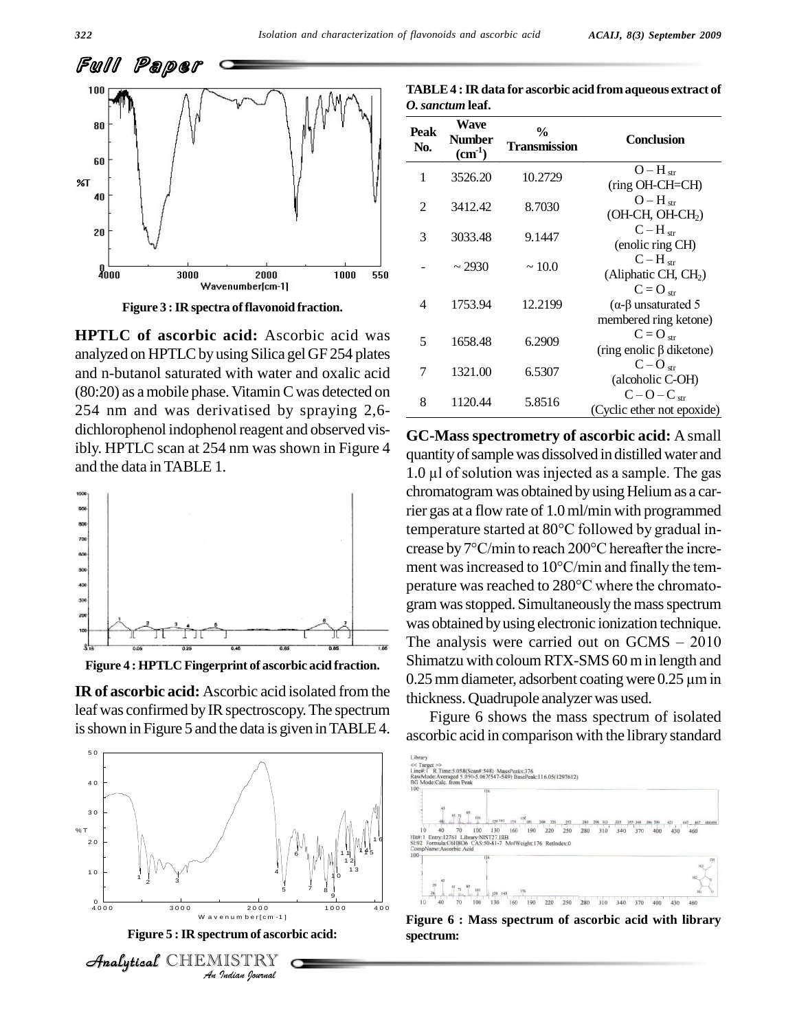Figure 3 : IR spectra of flavonoid fraction.

**HPTLC of ascorbic acid:** Ascorbic acid was analyzed on HPTLC by using Silica gel GF 254 plates and n-butanol saturated with water and oxalic acid (80:20) as a mobile phase. Vitamin C was detected on 254 nm and was derivatised by spraying 2,6-dichlorophenol indophenol reagent and observed visibly. HPTLC scan at 254 nm was shown in Figure 4 and the data in TABLE 1.

Figure 4 : HPTLC Fingerprint of ascorbic acid fraction.

**IR of ascorbic acid:** Ascorbic acid isolated from the leaf was confirmed by IR spectroscopy. The spectrum is shown in Figure 5 and the data is given in TABLE 4.

Figure 5 : IR spectrum of ascorbic acid:

**TABLE 4 : IR data for ascorbic acid from aqueous extract of *O. sanctum* leaf.**

| Peak No. | Wave Number ($cm^{-1}$) | % Transmission | Conclusion |
|---|---|---|---|
| 1 | 3526.20 | 10.2729 | $O-H_{str}$ (ring OH-CH=CH) |
| 2 | 3412.42 | 8.7030 | $O-H_{str}$ (OH-CH, OH-$CH_2$) |
| 3 | 3033.48 | 9.1447 | $C-H_{str}$ (enolic ring CH) |
| - | ~ 2930 | ~ 10.0 | $C-H_{str}$ (Aliphatic CH, $CH_2$) |
| 4 | 1753.94 | 12.2199 | $C=O_{str}$ (α-β unsaturated 5 membered ring ketone) |
| 5 | 1658.48 | 6.2909 | $C=O_{str}$ (ring enolic β diketone) |
| 7 | 1321.00 | 6.5307 | $C-O_{str}$ (alcoholic C-OH) |
| 8 | 1120.44 | 5.8516 | $C-O-C_{str}$ (Cyclic ether not epoxide) |

**GC-Mass spectrometry of ascorbic acid:** A small quantity of sample was dissolved in distilled water and 1.0 μl of solution was injected as a sample. The gas chromatogram was obtained by using Helium as a carrier gas at a flow rate of 1.0 ml/min with programmed temperature started at 80°C followed by gradual increase by 7°C/min to reach 200°C hereafter the increment was increased to 10°C/min and finally the temperature was reached to 280°C where the chromatogram was stopped. Simultaneously the mass spectrum was obtained by using electronic ionization technique. The analysis were carried out on GCMS – 2010 Shimatzu with coloum RTX-SMS 60 m in length and 0.25 mm diameter, adsorbent coating were 0.25 μm in thickness. Quadrupole analyzer was used.

Figure 6 shows the mass spectrum of isolated ascorbic acid in comparison with the library standard

Figure 6 : Mass spectrum of ascorbic acid with library spectrum: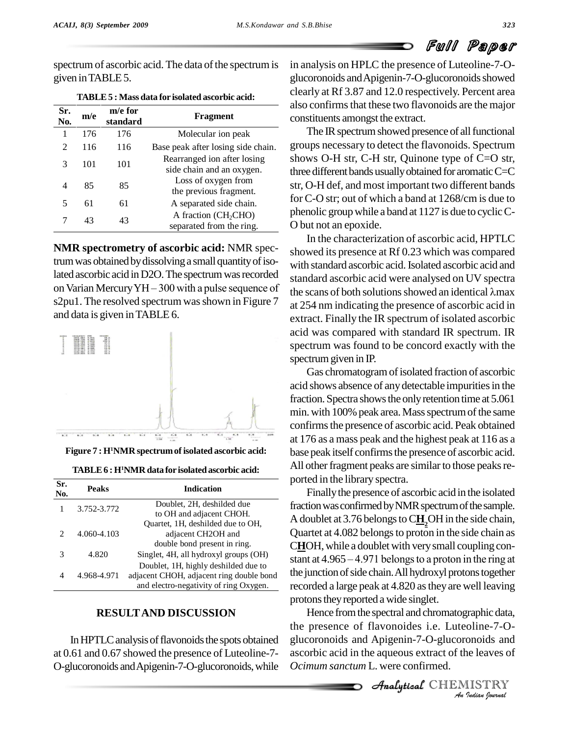spectrum of ascorbic acid. The data of the spectrum is given in TABLE 5.

**TABLE 5 : Mass data for isolated ascorbic acid:**

| Sr. No. | m/e | m/e for standard | Fragment |
|---|---|---|---|
| 1 | 176 | 176 | Molecular ion peak |
| 2 | 116 | 116 | Base peak after losing side chain. |
| 3 | 101 | 101 | Rearranged ion after losing side chain and an oxygen. |
| 4 | 85 | 85 | Loss of oxygen from the previous fragment. |
| 5 | 61 | 61 | A separated side chain. |
| 7 | 43 | 43 | A fraction ($CH_2CHO$) separated from the ring. |

**NMR spectrometry of ascorbic acid:** NMR spectrum was obtained by dissolving a small quantity of isolated ascorbic acid in D2O. The spectrum was recorded on Varian Mercury YH – 300 with a pulse sequence of s2pu1. The resolved spectrum was shown in Figure 7 and data is given in TABLE 6.

**Figure 7 : H[1]NMR spectrum of isolated ascorbic acid:**

**TABLE 6 : H[1]NMR data for isolated ascorbic acid:**

| Sr. No. | Peaks | Indication |
|---|---|---|
| 1 | 3.752-3.772 | Doublet, 2H, deshilded due to OH and adjacent CHOH. |
| 2 | 4.060-4.103 | Quartet, 1H, deshilded due to OH, adjacent CH2OH and double bond present in ring. |
| 3 | 4.820 | Singlet, 4H, all hydroxyl groups (OH) |
| 4 | 4.968-4.971 | Doublet, 1H, highly deshilded due to adjacent CHOH, adjacent ring double bond and electro-negativity of ring Oxygen. |

## RESULT AND DISCUSSION

In HPTLC analysis of flavonoids the spots obtained at 0.61 and 0.67 showed the presence of Luteoline-7-O-glucoronoids and Apigenin-7-O-glucoronoids, while in analysis on HPLC the presence of Luteoline-7-O-glucoronoids and Apigenin-7-O-glucoronoids showed clearly at Rf 3.87 and 12.0 respectively. Percent area also confirms that these two flavonoids are the major constituents amongst the extract.

The IR spectrum showed presence of all functional groups necessary to detect the flavonoids. Spectrum shows O-H str, C-H str, Quinone type of C=O str, three different bands usually obtained for aromatic C=C str, O-H def, and most important two different bands for C-O str; out of which a band at 1268/cm is due to phenolic group while a band at 1127 is due to cyclic C-O but not an epoxide.

In the characterization of ascorbic acid, HPTLC showed its presence at Rf 0.23 which was compared with standard ascorbic acid. Isolated ascorbic acid and standard ascorbic acid were analysed on UV spectra the scans of both solutions showed an identical λmax at 254 nm indicating the presence of ascorbic acid in extract. Finally the IR spectrum of isolated ascorbic acid was compared with standard IR spectrum. IR spectrum was found to be concord exactly with the spectrum given in IP.

Gas chromatogram of isolated fraction of ascorbic acid shows absence of any detectable impurities in the fraction. Spectra shows the only retention time at 5.061 min. with 100% peak area. Mass spectrum of the same confirms the presence of ascorbic acid. Peak obtained at 176 as a mass peak and the highest peak at 116 as a base peak itself confirms the presence of ascorbic acid. All other fragment peaks are similar to those peaks reported in the library spectra.

Finally the presence of ascorbic acid in the isolated fraction was confirmed by NMR spectrum of the sample. A doublet at 3.76 belongs to C**H**$_2$OH in the side chain, Quartet at 4.082 belongs to proton in the side chain as C**H**OH, while a doublet with very small coupling constant at 4.965 – 4.971 belongs to a proton in the ring at the junction of side chain. All hydroxyl protons together recorded a large peak at 4.820 as they are well leaving protons they reported a wide singlet.

Hence from the spectral and chromatographic data, the presence of flavonoides i.e. Luteoline-7-O-glucoronoids and Apigenin-7-O-glucoronoids and ascorbic acid in the aqueous extract of the leaves of *Ocimum sanctum* L. were confirmed.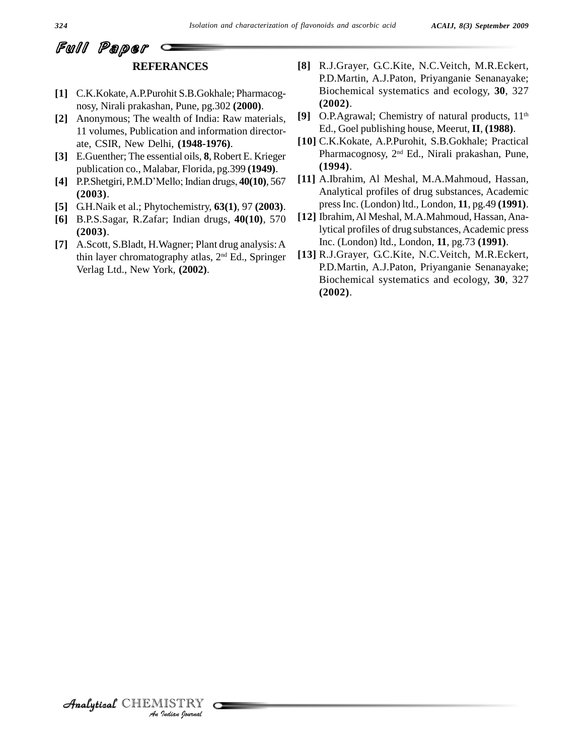## REFERANCES

**[1]** C.K.Kokate, A.P.Purohit S.B.Gokhale; Pharmacognosy, Nirali prakashan, Pune, pg.302 **(2000)**.

**[2]** Anonymous; The wealth of India: Raw materials, 11 volumes, Publication and information directorate, CSIR, New Delhi, **(1948-1976)**.

**[3]** E.Guenther; The essential oils, **8**, Robert E. Krieger publication co., Malabar, Florida, pg.399 **(1949)**.

**[4]** P.P.Shetgiri, P.M.D'Mello; Indian drugs, **40(10)**, 567 **(2003)**.

**[5]** G.H.Naik et al.; Phytochemistry, **63(1)**, 97 **(2003)**.

**[6]** B.P.S.Sagar, R.Zafar; Indian drugs, **40(10)**, 570 **(2003)**.

**[7]** A.Scott, S.Bladt, H.Wagner; Plant drug analysis: A thin layer chromatography atlas, 2nd Ed., Springer Verlag Ltd., New York, **(2002)**.

**[8]** R.J.Grayer, G.C.Kite, N.C.Veitch, M.R.Eckert, P.D.Martin, A.J.Paton, Priyanganie Senanayake; Biochemical systematics and ecology, **30**, 327 **(2002)**.

**[9]** O.P.Agrawal; Chemistry of natural products, 11th Ed., Goel publishing house, Meerut, **II**, **(1988)**.

**[10]** C.K.Kokate, A.P.Purohit, S.B.Gokhale; Practical Pharmacognosy, 2nd Ed., Nirali prakashan, Pune, **(1994)**.

**[11]** A.Ibrahim, Al Meshal, M.A.Mahmoud, Hassan, Analytical profiles of drug substances, Academic press Inc. (London) ltd., London, **11**, pg.49 **(1991)**.

**[12]** Ibrahim, Al Meshal, M.A.Mahmoud, Hassan, Analytical profiles of drug substances, Academic press Inc. (London) ltd., London, **11**, pg.73 **(1991)**.

**[13]** R.J.Grayer, G.C.Kite, N.C.Veitch, M.R.Eckert, P.D.Martin, A.J.Paton, Priyanganie Senanayake; Biochemical systematics and ecology, **30**, 327 **(2002)**.